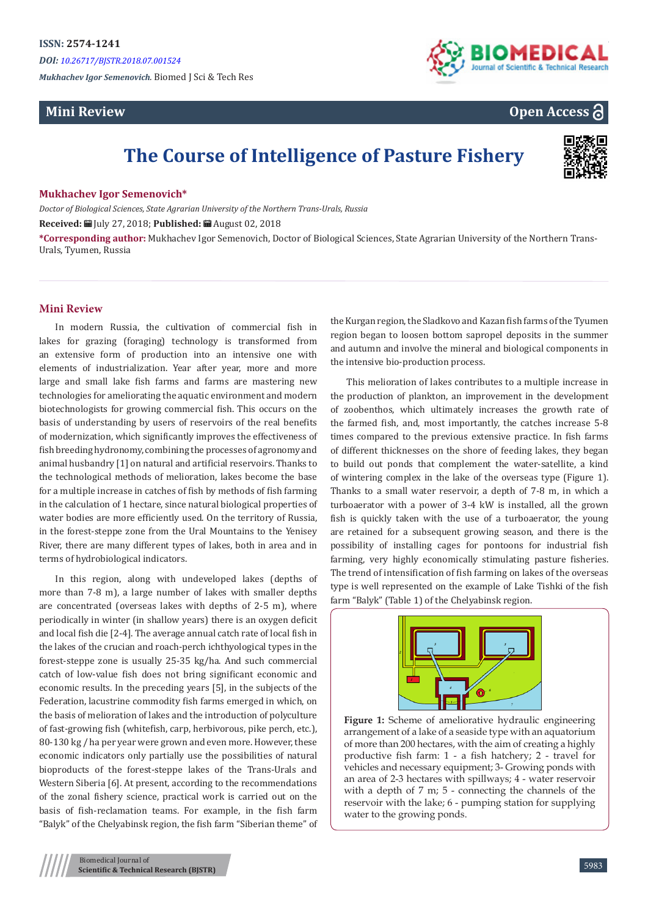ISSN: 2574-1241

*DOI: 10.26717/BJSTR.2018.07.001524*

*Mukhachev Igor Semenovich.* Biomed J Sci & Tech Res

**Mini Review**

**Open Access**

# The Course of Intelligence of Pasture Fishery

**Mukhachev Igor Semenovich***

*Doctor of Biological Sciences, State Agrarian University of the Northern Trans-Urals, Russia*

**Received:** July 27, 2018; **Published:** August 02, 2018

***Corresponding author:** Mukhachev Igor Semenovich, Doctor of Biological Sciences, State Agrarian University of the Northern Trans-Urals, Tyumen, Russia

## Mini Review

In modern Russia, the cultivation of commercial fish in lakes for grazing (foraging) technology is transformed from an extensive form of production into an intensive one with elements of industrialization. Year after year, more and more large and small lake fish farms and farms are mastering new technologies for ameliorating the aquatic environment and modern biotechnologists for growing commercial fish. This occurs on the basis of understanding by users of reservoirs of the real benefits of modernization, which significantly improves the effectiveness of fish breeding hydronomy, combining the processes of agronomy and animal husbandry [1] on natural and artificial reservoirs. Thanks to the technological methods of melioration, lakes become the base for a multiple increase in catches of fish by methods of fish farming in the calculation of 1 hectare, since natural biological properties of water bodies are more efficiently used. On the territory of Russia, in the forest-steppe zone from the Ural Mountains to the Yenisey River, there are many different types of lakes, both in area and in terms of hydrobiological indicators.

In this region, along with undeveloped lakes (depths of more than 7-8 m), a large number of lakes with smaller depths are concentrated (overseas lakes with depths of 2-5 m), where periodically in winter (in shallow years) there is an oxygen deficit and local fish die [2-4]. The average annual catch rate of local fish in the lakes of the crucian and roach-perch ichthyological types in the forest-steppe zone is usually 25-35 kg/ha. And such commercial catch of low-value fish does not bring significant economic and economic results. In the preceding years [5], in the subjects of the Federation, lacustrine commodity fish farms emerged in which, on the basis of melioration of lakes and the introduction of polyculture of fast-growing fish (whitefish, carp, herbivorous, pike perch, etc.), 80-130 kg / ha per year were grown and even more. However, these economic indicators only partially use the possibilities of natural bioproducts of the forest-steppe lakes of the Trans-Urals and Western Siberia [6]. At present, according to the recommendations of the zonal fishery science, practical work is carried out on the basis of fish-reclamation teams. For example, in the fish farm "Balyk" of the Chelyabinsk region, the fish farm "Siberian theme" of the Kurgan region, the Sladkovo and Kazan fish farms of the Tyumen region began to loosen bottom sapropel deposits in the summer and autumn and involve the mineral and biological components in the intensive bio-production process.

This melioration of lakes contributes to a multiple increase in the production of plankton, an improvement in the development of zoobenthos, which ultimately increases the growth rate of the farmed fish, and, most importantly, the catches increase 5-8 times compared to the previous extensive practice. In fish farms of different thicknesses on the shore of feeding lakes, they began to build out ponds that complement the water-satellite, a kind of wintering complex in the lake of the overseas type (Figure 1). Thanks to a small water reservoir, a depth of 7-8 m, in which a turboaerator with a power of 3-4 kW is installed, all the grown fish is quickly taken with the use of a turboaerator, the young are retained for a subsequent growing season, and there is the possibility of installing cages for pontoons for industrial fish farming, very highly economically stimulating pasture fisheries. The trend of intensification of fish farming on lakes of the overseas type is well represented on the example of Lake Tishki of the fish farm "Balyk" (Table 1) of the Chelyabinsk region.

**Figure 1:** Scheme of ameliorative hydraulic engineering arrangement of a lake of a seaside type with an aquatorium of more than 200 hectares, with the aim of creating a highly productive fish farm: 1 - a fish hatchery; 2 - travel for vehicles and necessary equipment; 3- Growing ponds with an area of 2-3 hectares with spillways; 4 - water reservoir with a depth of 7 m; 5 - connecting the channels of the reservoir with the lake; 6 - pumping station for supplying water to the growing ponds.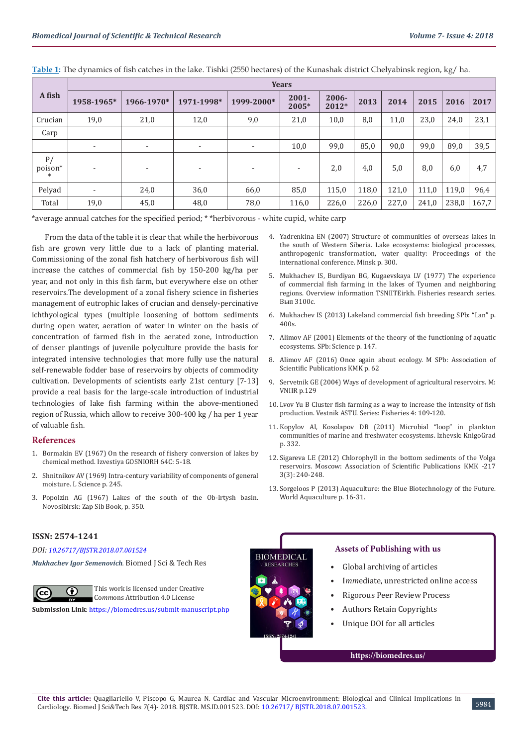**Table 1:** The dynamics of fish catches in the lake. Tishki (2550 hectares) of the Kunashak district Chelyabinsk region, kg/ ha.

| A fish | Years | | | | | | | | | | |
|---|---|---|---|---|---|---|---|---|---|---|---|
| | 1958-1965* | 1966-1970* | 1971-1998* | 1999-2000* | 2001-2005* | 2006-2012* | 2013 | 2014 | 2015 | 2016 | 2017 |
| Crucian | 19,0 | 21,0 | 12,0 | 9,0 | 21,0 | 10,0 | 8,0 | 11,0 | 23,0 | 24,0 | 23,1 |
| Carp | | | | | | | | | | | |
| | - | - | - | - | 10,0 | 99,0 | 85,0 | 90,0 | 99,0 | 89,0 | 39,5 |
| P/ poison** | - | - | - | - | - | 2,0 | 4,0 | 5,0 | 8,0 | 6,0 | 4,7 |
| Pelyad | - | 24,0 | 36,0 | 66,0 | 85,0 | 115,0 | 118,0 | 121,0 | 111,0 | 119,0 | 96,4 |
| Total | 19,0 | 45,0 | 48,0 | 78,0 | 116,0 | 226,0 | 226,0 | 227,0 | 241,0 | 238,0 | 167,7 |

*average annual catches for the specified period; * *herbivorous - white cupid, white carp

From the data of the table it is clear that while the herbivorous fish are grown very little due to a lack of planting material. Commissioning of the zonal fish hatchery of herbivorous fish will increase the catches of commercial fish by 150-200 kg/ha per year, and not only in this fish farm, but everywhere else on other reservoirs.The development of a zonal fishery science in fisheries management of eutrophic lakes of crucian and densely-percinative ichthyological types (multiple loosening of bottom sediments during open water, aeration of water in winter on the basis of concentration of farmed fish in the aerated zone, introduction of denser plantings of juvenile polyculture provide the basis for integrated intensive technologies that more fully use the natural self-renewable fodder base of reservoirs by objects of commodity cultivation. Developments of scientists early 21st century [7-13] provide a real basis for the large-scale introduction of industrial technologies of lake fish farming within the above-mentioned region of Russia, which allow to receive 300-400 kg / ha per 1 year of valuable fish.

## References

1. Bormakin EV (1967) On the research of fishery conversion of lakes by chemical method. Izvestiya GOSNIORH 64C: 5-18.
2. Shnitnikov AV (1969) Intra-century variability of components of general moisture. L Science p. 245.
3. Popolzin AG (1967) Lakes of the south of the Ob-Irtysh basin. Novosibirsk: Zap Sib Book, p. 350.
4. Yadrenkina EN (2007) Structure of communities of overseas lakes in the south of Western Siberia. Lake ecosystems: biological processes, anthropogenic transformation, water quality: Proceedings of the international conference. Minsk p. 300.
5. Mukhachev IS, Burdiyan BG, Kugaevskaya LV (1977) The experience of commercial fish farming in the lakes of Tyumen and neighboring regions. Overview information TSNIITEirkh. Fisheries research series. Вып 3100с.
6. Mukhachev IS (2013) Lakeland commercial fish breeding SPb: "Lan" p. 400s.
7. Alimov AF (2001) Elements of the theory of the functioning of aquatic ecosystems. SPb: Science p. 147.
8. Alimov AF (2016) Once again about ecology. M SPb: Association of Scientific Publications KMK p. 62
9. Servetnik GE (2004) Ways of development of agricultural reservoirs. M: VNIIR p.129
10. Lvov Yu B Cluster fish farming as a way to increase the intensity of fish production. Vestnik ASTU. Series: Fisheries 4: 109-120.
11. Kopylov AI, Kosolapov DB (2011) Microbial "loop" in plankton communities of marine and freshwater ecosystems. Izhevsk: KnigoGrad p. 332.
12. Sigareva LE (2012) Chlorophyll in the bottom sediments of the Volga reservoirs. Moscow: Association of Scientific Publications KMK -217 3(3): 240-248.
13. Sorgeloos P (2013) Aquaculture: the Blue Biotechnology of the Future. World Aquaculture p. 16-31.

**ISSN: 2574-1241**

*DOI: 10.26717/BJSTR.2018.07.001524*

***Mukhachev Igor Semenovich.*** Biomed J Sci & Tech Res

This work is licensed under Creative Commons Attribution 4.0 License

**Submission Link**: https://biomedres.us/submit-manuscript.php

### Assets of Publishing with us

- Global archiving of articles
- Immediate, unrestricted online access
- Rigorous Peer Review Process
- Authors Retain Copyrights
- Unique DOI for all articles

https://biomedres.us/

**Cite this article:** Quagliariello V, Piscopo G, Maurea N. Cardiac and Vascular Microenvironment: Biological and Clinical Implications in Cardiology. Biomed J Sci&Tech Res 7(4)- 2018. BJSTR. MS.ID.001523. DOI: 10.26717/ BJSTR.2018.07.001523.